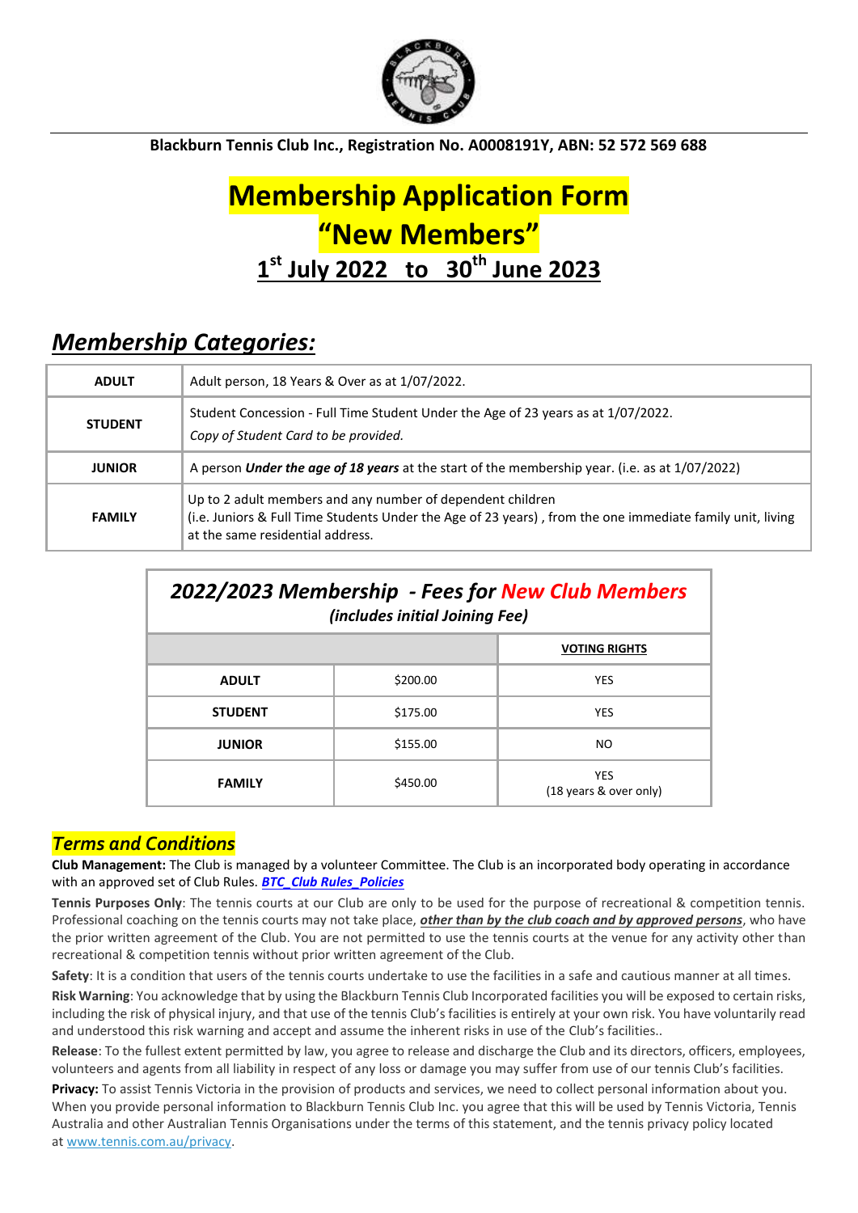**Blackburn Tennis Club Inc., Registration No. A0008191Y, ABN: 52 572 569 688**

# Membership Application Form
# "New Members"
## 1st July 2022 to 30th June 2023

## *Membership Categories:*

| | |
|---|---|
| **ADULT** | Adult person, 18 Years & Over as at 1/07/2022. |
| **STUDENT** | Student Concession - Full Time Student Under the Age of 23 years as at 1/07/2022. *Copy of Student Card to be provided.* |
| **JUNIOR** | A person ***Under the age of 18 years*** at the start of the membership year. (i.e. as at 1/07/2022) |
| **FAMILY** | Up to 2 adult members and any number of dependent children (i.e. Juniors & Full Time Students Under the Age of 23 years) , from the one immediate family unit, living at the same residential address. |

***2022/2023 Membership - Fees for New Club Members***
*(includes initial Joining Fee)*

| | | VOTING RIGHTS |
|---|---|---|
| **ADULT** | $200.00 | YES |
| **STUDENT** | $175.00 | YES |
| **JUNIOR** | $155.00 | NO |
| **FAMILY** | $450.00 | YES (18 years & over only) |

## *Terms and Conditions*

**Club Management:** The Club is managed by a volunteer Committee. The Club is an incorporated body operating in accordance with an approved set of Club Rules. ***BTC_Club Rules_Policies***

**Tennis Purposes Only**: The tennis courts at our Club are only to be used for the purpose of recreational & competition tennis. Professional coaching on the tennis courts may not take place, ***other than by the club coach and by approved persons***, who have the prior written agreement of the Club. You are not permitted to use the tennis courts at the venue for any activity other than recreational & competition tennis without prior written agreement of the Club.

**Safety**: It is a condition that users of the tennis courts undertake to use the facilities in a safe and cautious manner at all times.

**Risk Warning**: You acknowledge that by using the Blackburn Tennis Club Incorporated facilities you will be exposed to certain risks, including the risk of physical injury, and that use of the tennis Club's facilities is entirely at your own risk. You have voluntarily read and understood this risk warning and accept and assume the inherent risks in use of the Club's facilities..

**Release**: To the fullest extent permitted by law, you agree to release and discharge the Club and its directors, officers, employees, volunteers and agents from all liability in respect of any loss or damage you may suffer from use of our tennis Club's facilities.

**Privacy:** To assist Tennis Victoria in the provision of products and services, we need to collect personal information about you. When you provide personal information to Blackburn Tennis Club Inc. you agree that this will be used by Tennis Victoria, Tennis Australia and other Australian Tennis Organisations under the terms of this statement, and the tennis privacy policy located at www.tennis.com.au/privacy.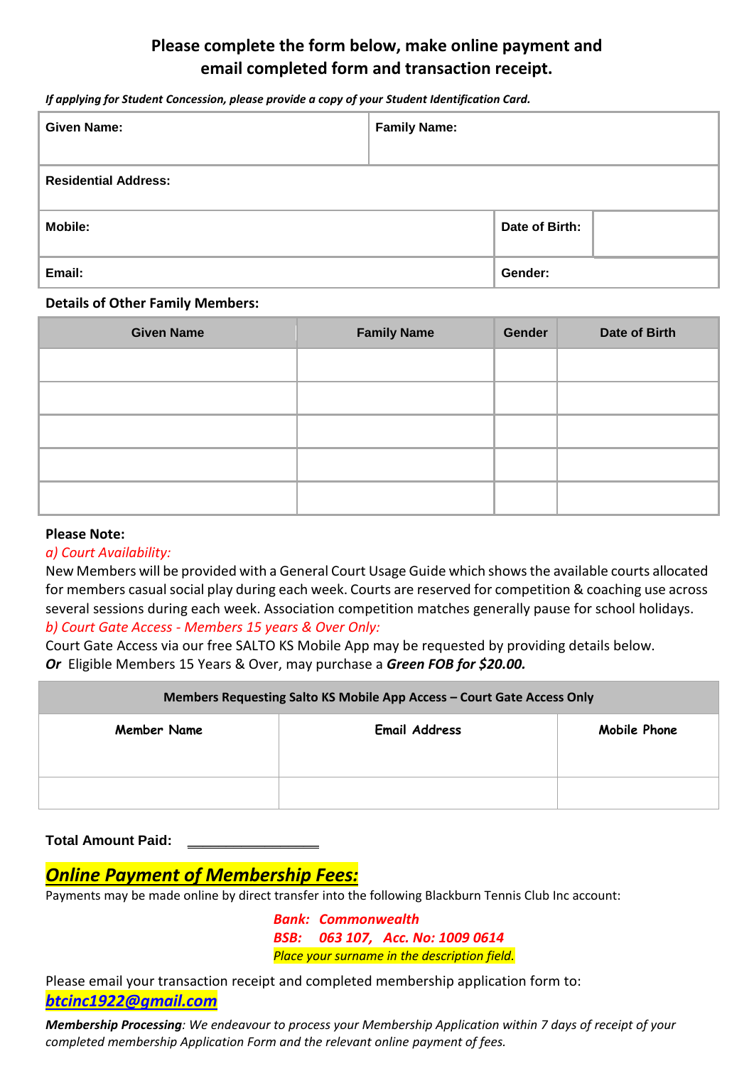## Please complete the form below, make online payment and email completed form and transaction receipt.

***If applying for Student Concession, please provide a copy of your Student Identification Card.***

| | | | |
|---|---|---|---|
| **Given Name:** | **Family Name:** | | |
| **Residential Address:** | | | |
| **Mobile:** | | **Date of Birth:** | |
| **Email:** | | **Gender:** | |

**Details of Other Family Members:**

| Given Name | Family Name | Gender | Date of Birth |
|---|---|---|---|
| | | | |
| | | | |
| | | | |
| | | | |
| | | | |

**Please Note:**

*a) Court Availability:*

New Members will be provided with a General Court Usage Guide which shows the available courts allocated for members casual social play during each week. Courts are reserved for competition & coaching use across several sessions during each week. Association competition matches generally pause for school holidays.

*b) Court Gate Access - Members 15 years & Over Only:*

Court Gate Access via our free SALTO KS Mobile App may be requested by providing details below.

***Or*** Eligible Members 15 Years & Over, may purchase a ***Green FOB for $20.00.***

| Members Requesting Salto KS Mobile App Access – Court Gate Access Only | | |
|---|---|---|
| **Member Name** | **Email Address** | **Mobile Phone** |
| | | |

**Total Amount Paid:** ____________________

## ***Online Payment of Membership Fees:***

Payments may be made online by direct transfer into the following Blackburn Tennis Club Inc account:

***Bank: Commonwealth***
***BSB: 063 107, Acc. No: 1009 0614***
*Place your surname in the description field.*

Please email your transaction receipt and completed membership application form to:
***btcinc1922@gmail.com***

***Membership Processing****: We endeavour to process your Membership Application within 7 days of receipt of your completed membership Application Form and the relevant online payment of fees.*